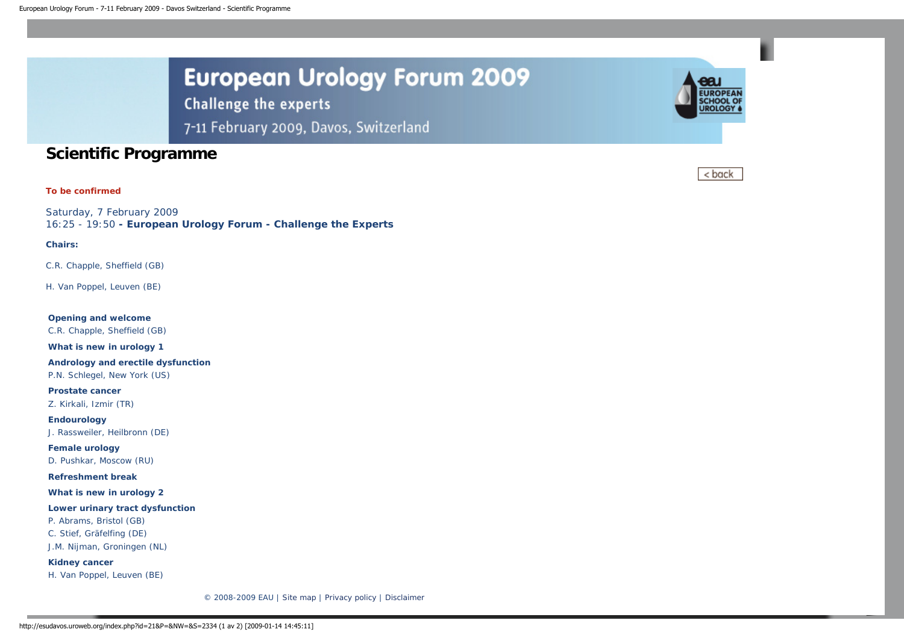# European Urology Forum 2009

## Challenge the experts

7-11 February 2009, Davos, Switzerland

# Scientific Programme

< back

**To be confirmed**

Saturday, 7 February 2009
16:25 - 19:50 **- European Urology Forum - Challenge the Experts**

**Chairs:**

C.R. Chapple, Sheffield (GB)

H. Van Poppel, Leuven (BE)

**Opening and welcome**
C.R. Chapple, Sheffield (GB)

**What is new in urology 1**

**Andrology and erectile dysfunction**
P.N. Schlegel, New York (US)

**Prostate cancer**
Z. Kirkali, Izmir (TR)

**Endourology**
J. Rassweiler, Heilbronn (DE)

**Female urology**
D. Pushkar, Moscow (RU)

**Refreshment break**

**What is new in urology 2**

**Lower urinary tract dysfunction**
P. Abrams, Bristol (GB)
C. Stief, Gräfelfing (DE)
J.M. Nijman, Groningen (NL)

**Kidney cancer**
H. Van Poppel, Leuven (BE)

© 2008-2009 EAU | Site map | Privacy policy | Disclaimer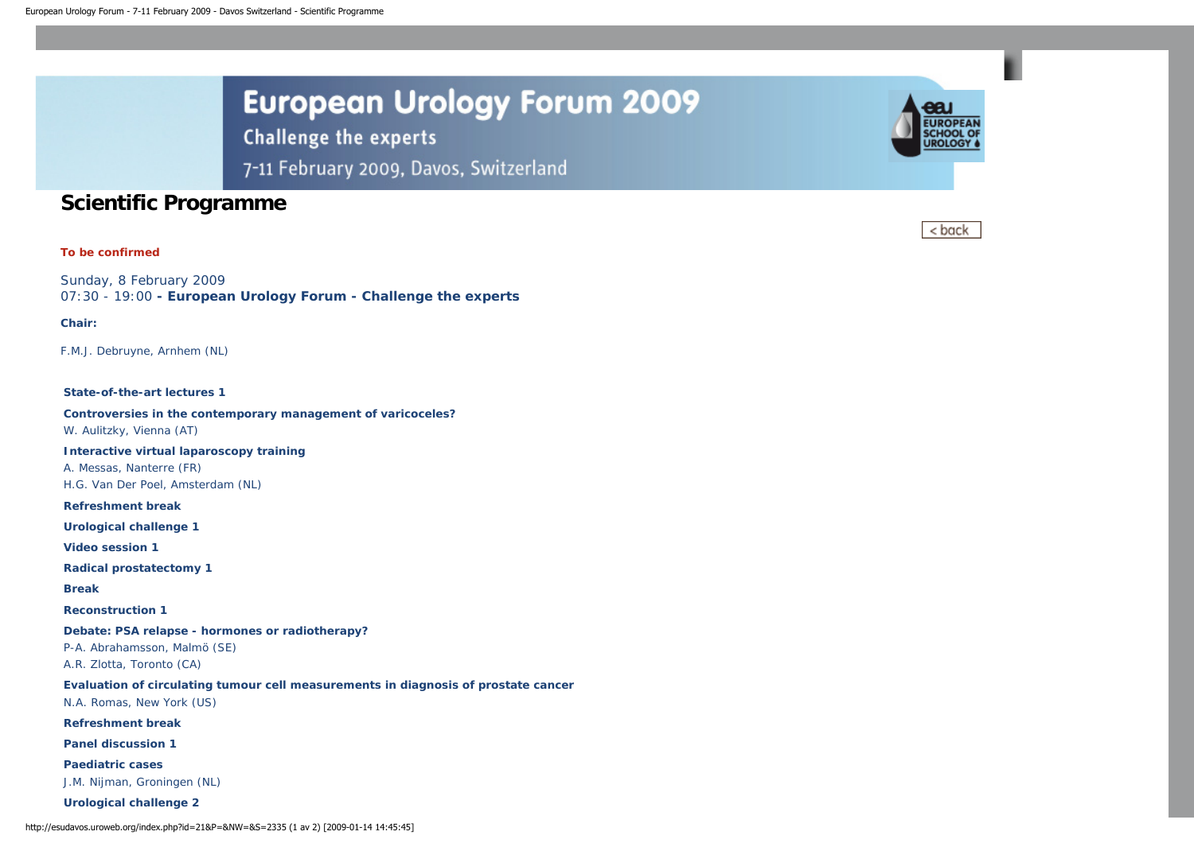# European Urology Forum 2009

Challenge the experts

7-11 February 2009, Davos, Switzerland

## Scientific Programme

< back

**To be confirmed**

Sunday, 8 February 2009
07:30 - 19:00 **- European Urology Forum - Challenge the experts**

**Chair:**

F.M.J. Debruyne, Arnhem (NL)

**State-of-the-art lectures 1**

**Controversies in the contemporary management of varicoceles?**
W. Aulitzky, Vienna (AT)

**Interactive virtual laparoscopy training**
A. Messas, Nanterre (FR)
H.G. Van Der Poel, Amsterdam (NL)

**Refreshment break**

**Urological challenge 1**

**Video session 1**

**Radical prostatectomy 1**

**Break**

**Reconstruction 1**

**Debate: PSA relapse - hormones or radiotherapy?**
P-A. Abrahamsson, Malmö (SE)
A.R. Zlotta, Toronto (CA)

**Evaluation of circulating tumour cell measurements in diagnosis of prostate cancer**
N.A. Romas, New York (US)

**Refreshment break**

**Panel discussion 1**

**Paediatric cases**
J.M. Nijman, Groningen (NL)

**Urological challenge 2**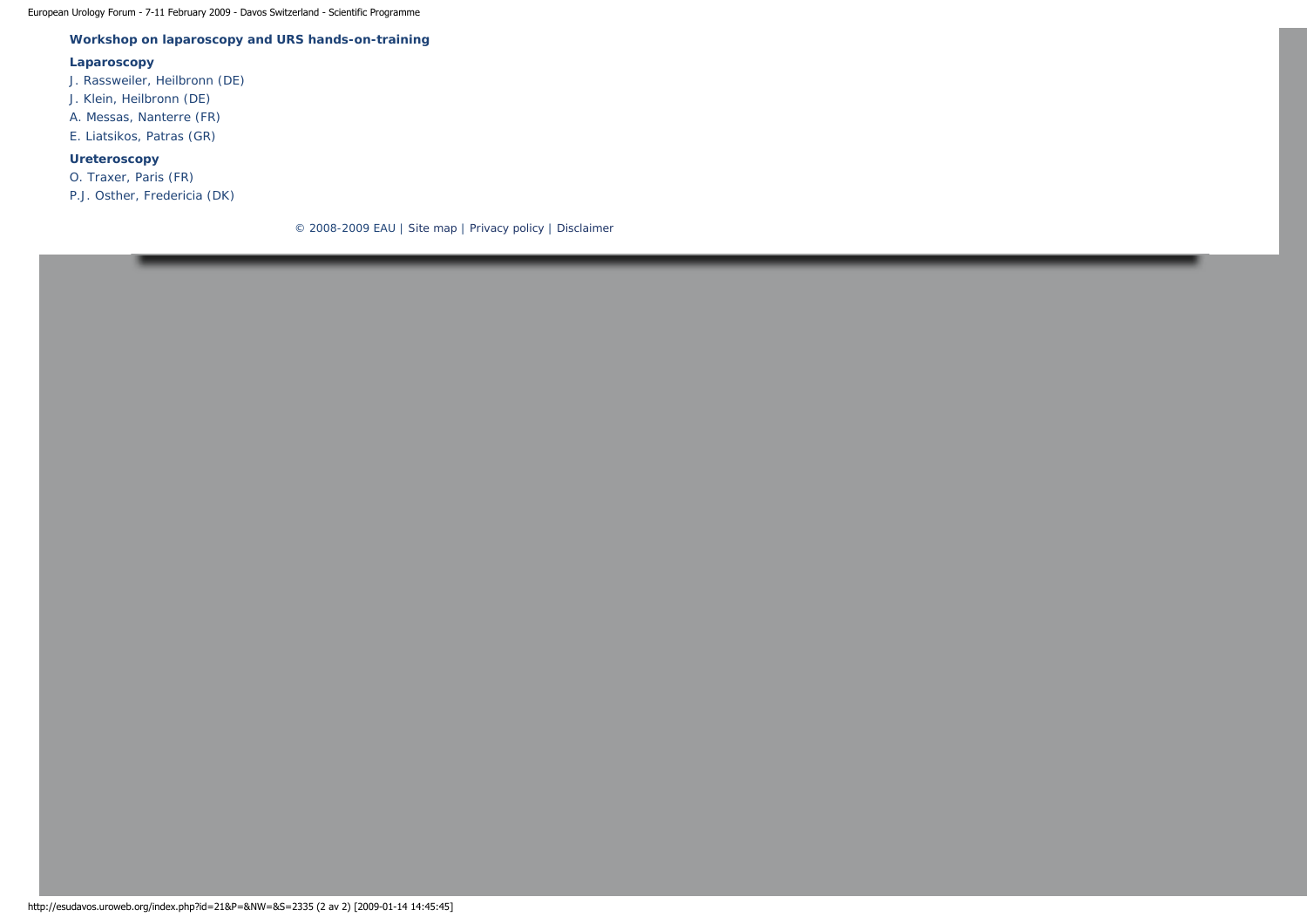**Workshop on laparoscopy and URS hands-on-training**

**Laparoscopy**

J. Rassweiler, Heilbronn (DE)

J. Klein, Heilbronn (DE)

A. Messas, Nanterre (FR)

E. Liatsikos, Patras (GR)

**Ureteroscopy**

O. Traxer, Paris (FR)

P.J. Osther, Fredericia (DK)

© 2008-2009 EAU | Site map | Privacy policy | Disclaimer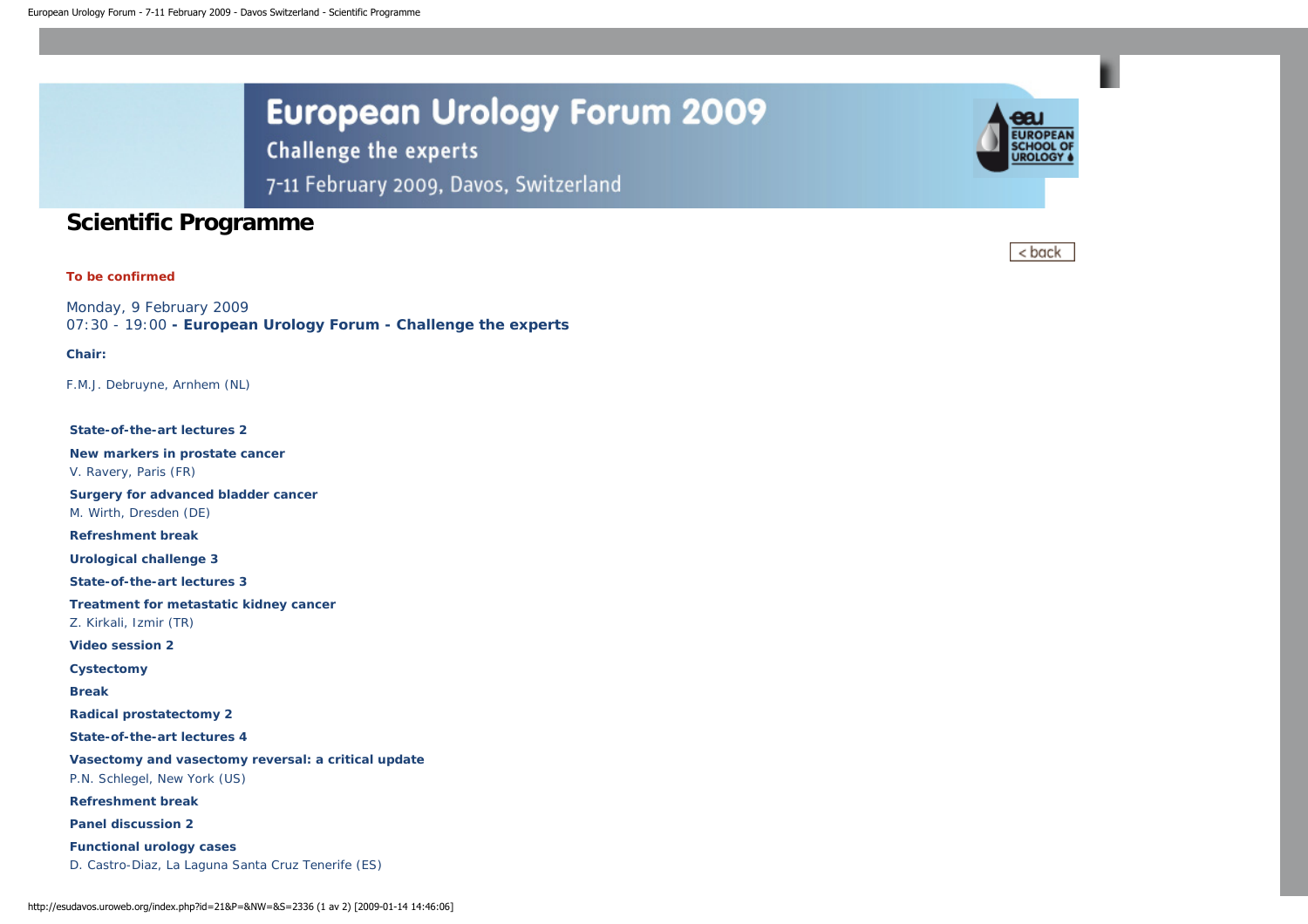# European Urology Forum 2009

## Challenge the experts

7-11 February 2009, Davos, Switzerland

# Scientific Programme

< back

**To be confirmed**

Monday, 9 February 2009
07:30 - 19:00 **- European Urology Forum - Challenge the experts**

**Chair:**

F.M.J. Debruyne, Arnhem (NL)

**State-of-the-art lectures 2**

**New markers in prostate cancer**
V. Ravery, Paris (FR)

**Surgery for advanced bladder cancer**
M. Wirth, Dresden (DE)

**Refreshment break**

**Urological challenge 3**

**State-of-the-art lectures 3**

**Treatment for metastatic kidney cancer**
Z. Kirkali, Izmir (TR)

**Video session 2**

**Cystectomy**

**Break**

**Radical prostatectomy 2**

**State-of-the-art lectures 4**

**Vasectomy and vasectomy reversal: a critical update**
P.N. Schlegel, New York (US)

**Refreshment break**

**Panel discussion 2**

**Functional urology cases**
D. Castro-Diaz, La Laguna Santa Cruz Tenerife (ES)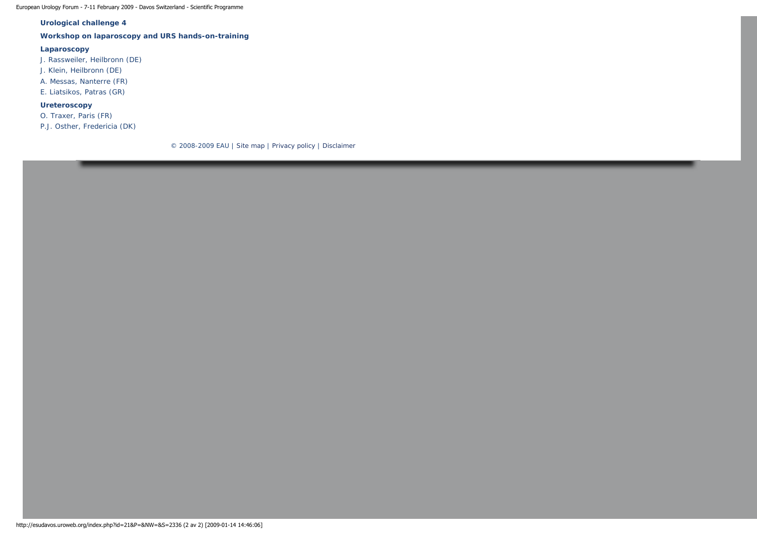**Urological challenge 4**

**Workshop on laparoscopy and URS hands-on-training**

**Laparoscopy**

J. Rassweiler, Heilbronn (DE)

J. Klein, Heilbronn (DE)

A. Messas, Nanterre (FR)

E. Liatsikos, Patras (GR)

**Ureteroscopy**

O. Traxer, Paris (FR)

P.J. Osther, Fredericia (DK)

© 2008-2009 EAU | Site map | Privacy policy | Disclaimer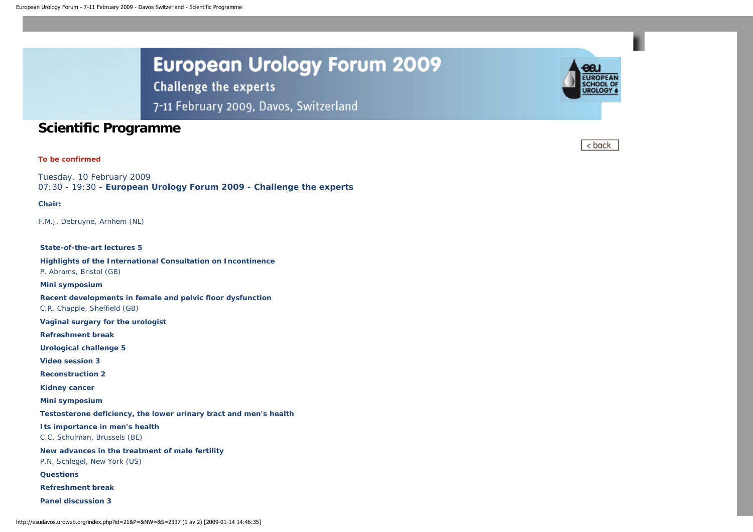# European Urology Forum 2009

Challenge the experts

7-11 February 2009, Davos, Switzerland

## Scientific Programme

< back

**To be confirmed**

Tuesday, 10 February 2009
07:30 - 19:30 **- European Urology Forum 2009 - Challenge the experts**

**Chair:**

F.M.J. Debruyne, Arnhem (NL)

**State-of-the-art lectures 5**

**Highlights of the International Consultation on Incontinence**
P. Abrams, Bristol (GB)

**Mini symposium**

**Recent developments in female and pelvic floor dysfunction**
C.R. Chapple, Sheffield (GB)

**Vaginal surgery for the urologist**

**Refreshment break**

**Urological challenge 5**

**Video session 3**

**Reconstruction 2**

**Kidney cancer**

**Mini symposium**

**Testosterone deficiency, the lower urinary tract and men's health**

**Its importance in men's health**
C.C. Schulman, Brussels (BE)

**New advances in the treatment of male fertility**
P.N. Schlegel, New York (US)

**Questions**

**Refreshment break**

**Panel discussion 3**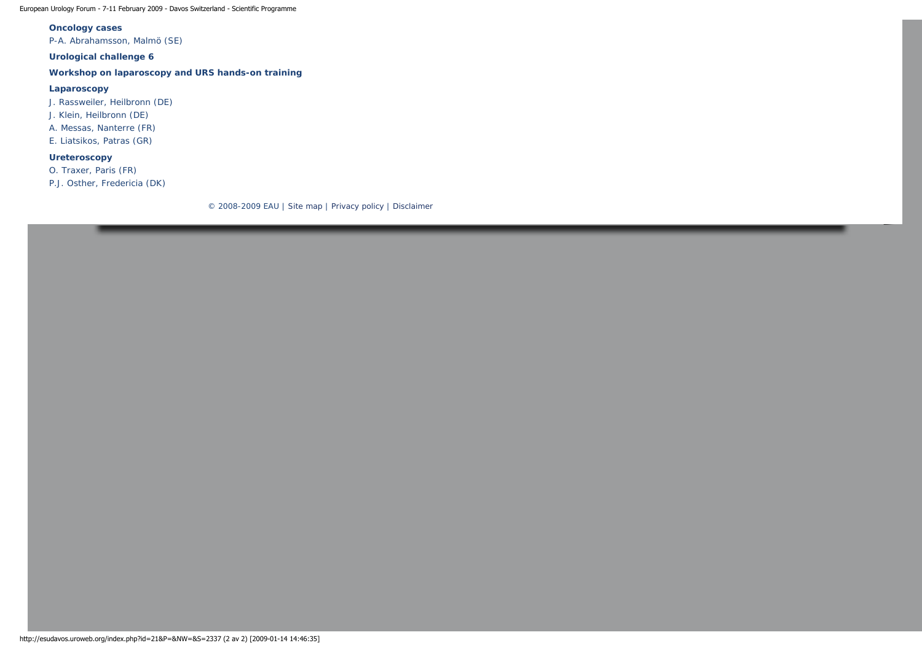**Oncology cases**

P-A. Abrahamsson, Malmö (SE)

**Urological challenge 6**

**Workshop on laparoscopy and URS hands-on training**

**Laparoscopy**

J. Rassweiler, Heilbronn (DE)

J. Klein, Heilbronn (DE)

A. Messas, Nanterre (FR)

E. Liatsikos, Patras (GR)

**Ureteroscopy**

O. Traxer, Paris (FR)

P.J. Osther, Fredericia (DK)

© 2008-2009 EAU | Site map | Privacy policy | Disclaimer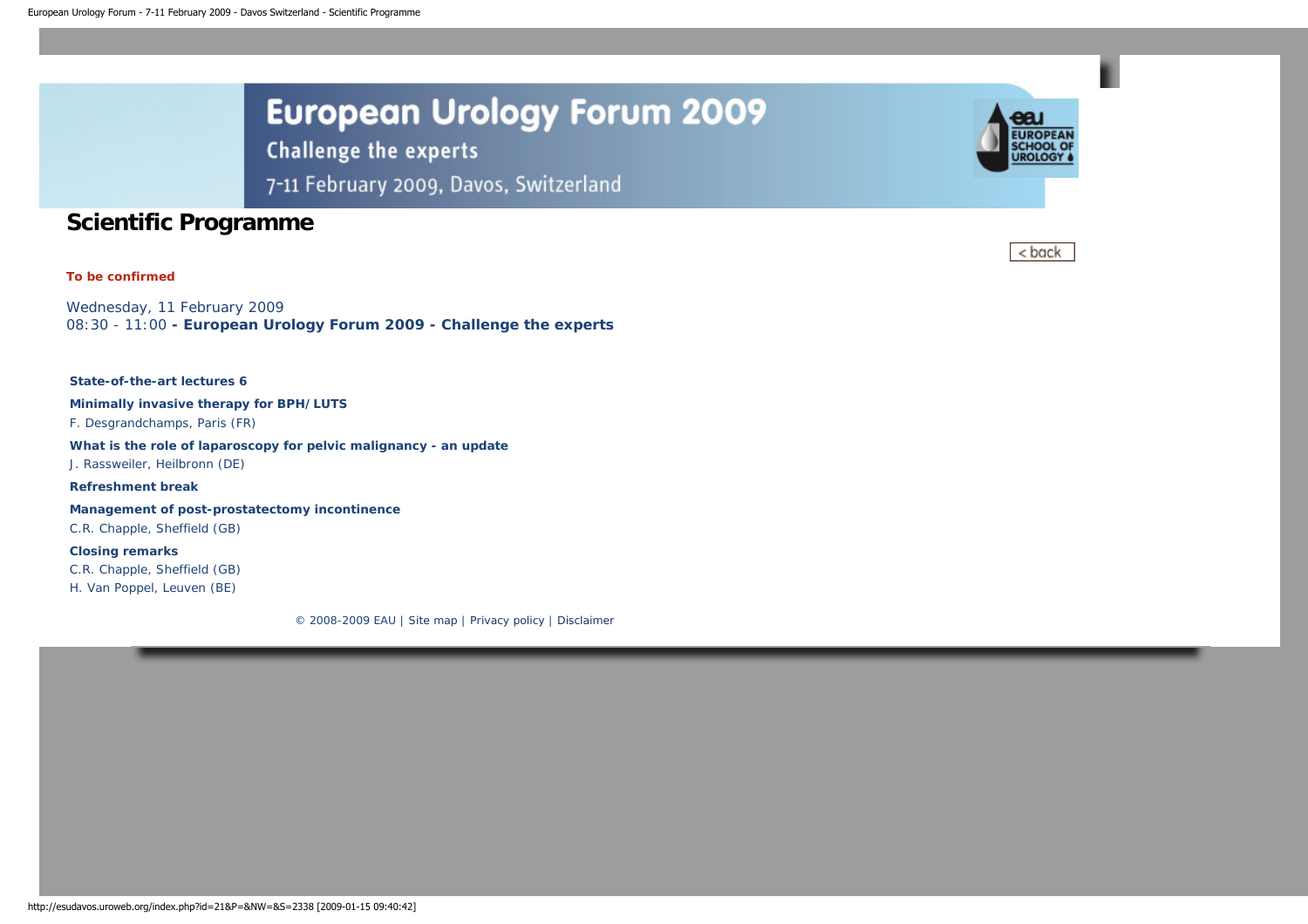# European Urology Forum 2009

Challenge the experts

7-11 February 2009, Davos, Switzerland

## Scientific Programme

< back

**To be confirmed**

Wednesday, 11 February 2009
08:30 - 11:00 **- European Urology Forum 2009 - Challenge the experts**

**State-of-the-art lectures 6**

**Minimally invasive therapy for BPH/LUTS**
F. Desgrandchamps, Paris (FR)

**What is the role of laparoscopy for pelvic malignancy - an update**
J. Rassweiler, Heilbronn (DE)

**Refreshment break**

**Management of post-prostatectomy incontinence**
C.R. Chapple, Sheffield (GB)

**Closing remarks**
C.R. Chapple, Sheffield (GB)
H. Van Poppel, Leuven (BE)

© 2008-2009 EAU | Site map | Privacy policy | Disclaimer